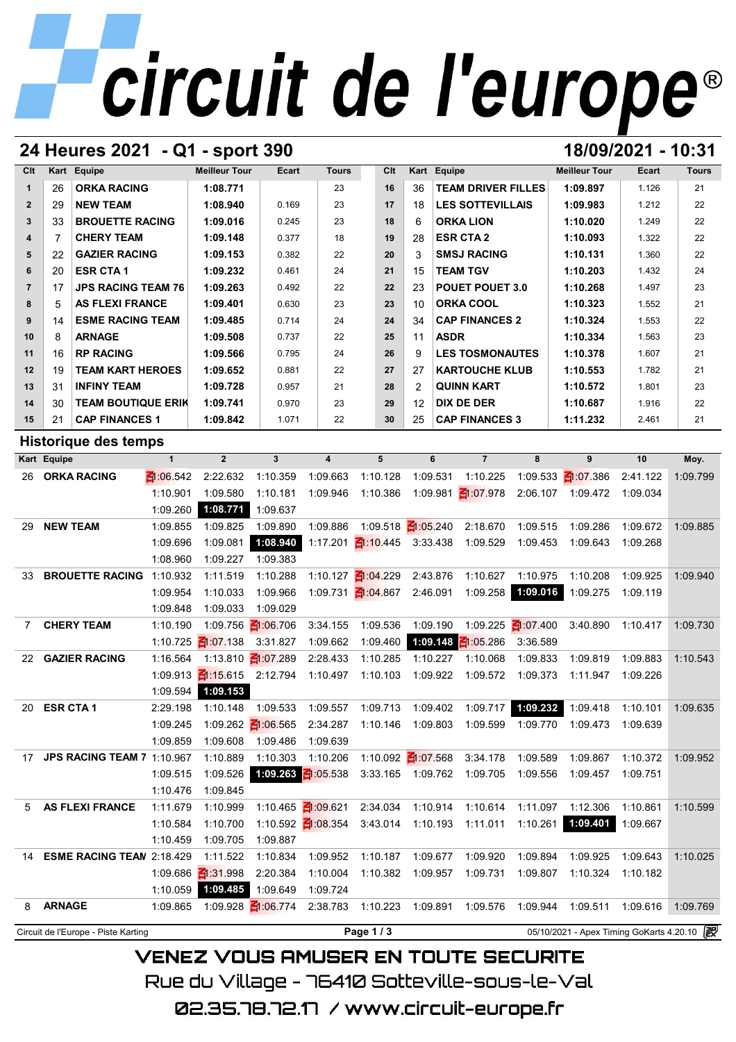# circuit de l'europe®

## 24 Heures 2021 - Q1 - sport 390

18/09/2021 - 10:31

| Clt | Kart | Equipe | Meilleur Tour | Ecart | Tours | Clt | Kart | Equipe | Meilleur Tour | Ecart | Tours |
|---|---|---|---|---|---|---|---|---|---|---|---|
| 1 | 26 | ORKA RACING | 1:08.771 | | 23 | 16 | 36 | TEAM DRIVER FILLES | 1:09.897 | 1.126 | 21 |
| 2 | 29 | NEW TEAM | 1:08.940 | 0.169 | 23 | 17 | 18 | LES SOTTEVILLAIS | 1:09.983 | 1.212 | 22 |
| 3 | 33 | BROUETTE RACING | 1:09.016 | 0.245 | 23 | 18 | 6 | ORKA LION | 1:10.020 | 1.249 | 22 |
| 4 | 7 | CHERY TEAM | 1:09.148 | 0.377 | 18 | 19 | 28 | ESR CTA 2 | 1:10.093 | 1.322 | 22 |
| 5 | 22 | GAZIER RACING | 1:09.153 | 0.382 | 22 | 20 | 3 | SMSJ RACING | 1:10.131 | 1.360 | 22 |
| 6 | 20 | ESR CTA 1 | 1:09.232 | 0.461 | 24 | 21 | 15 | TEAM TGV | 1:10.203 | 1.432 | 24 |
| 7 | 17 | JPS RACING TEAM 76 | 1:09.263 | 0.492 | 22 | 22 | 23 | POUET POUET 3.0 | 1:10.268 | 1.497 | 23 |
| 8 | 5 | AS FLEXI FRANCE | 1:09.401 | 0.630 | 23 | 23 | 10 | ORKA COOL | 1:10.323 | 1.552 | 21 |
| 9 | 14 | ESME RACING TEAM | 1:09.485 | 0.714 | 24 | 24 | 34 | CAP FINANCES 2 | 1:10.324 | 1.553 | 22 |
| 10 | 8 | ARNAGE | 1:09.508 | 0.737 | 22 | 25 | 11 | ASDR | 1:10.334 | 1.563 | 23 |
| 11 | 16 | RP RACING | 1:09.566 | 0.795 | 24 | 26 | 9 | LES TOSMONAUTES | 1:10.378 | 1.607 | 21 |
| 12 | 19 | TEAM KART HEROES | 1:09.652 | 0.881 | 22 | 27 | 27 | KARTOUCHE KLUB | 1:10.553 | 1.782 | 21 |
| 13 | 31 | INFINY TEAM | 1:09.728 | 0.957 | 21 | 28 | 2 | QUINN KART | 1:10.572 | 1.801 | 23 |
| 14 | 30 | TEAM BOUTIQUE ERIK | 1:09.741 | 0.970 | 23 | 29 | 12 | DIX DE DER | 1:10.687 | 1.916 | 22 |
| 15 | 21 | CAP FINANCES 1 | 1:09.842 | 1.071 | 22 | 30 | 25 | CAP FINANCES 3 | 1:11.232 | 2.461 | 21 |

## Historique des temps

| Kart | Equipe | 1 | 2 | 3 | 4 | 5 | 6 | 7 | 8 | 9 | 10 | Moy. |
|---|---|---|---|---|---|---|---|---|---|---|---|---|
| 26 | ORKA RACING | 1:06.542 | 2:22.632 | 1:10.359 | 1:09.663 | 1:10.128 | 1:09.531 | 1:10.225 | 1:09.533 | 1:07.386 | 2:41.122 | 1:09.799 |
| | | 1:10.901 | 1:09.580 | 1:10.181 | 1:09.946 | 1:10.386 | 1:09.981 | 1:07.978 | 2:06.107 | 1:09.472 | 1:09.034 | |
| | | 1:09.260 | **1:08.771** | 1:09.637 | | | | | | | | |
| 29 | NEW TEAM | 1:09.855 | 1:09.825 | 1:09.890 | 1:09.886 | 1:09.518 | 1:05.240 | 2:18.670 | 1:09.515 | 1:09.286 | 1:09.672 | 1:09.885 |
| | | 1:09.696 | 1:09.081 | **1:08.940** | 1:17.201 | 1:10.445 | 3:33.438 | 1:09.529 | 1:09.453 | 1:09.643 | 1:09.268 | |
| | | 1:08.960 | 1:09.227 | 1:09.383 | | | | | | | | |
| 33 | BROUETTE RACING | 1:10.932 | 1:11.519 | 1:10.288 | 1:10.127 | 1:04.229 | 2:43.876 | 1:10.627 | 1:10.975 | 1:10.208 | 1:09.925 | 1:09.940 |
| | | 1:09.954 | 1:10.033 | 1:09.966 | 1:09.731 | 1:04.867 | 2:46.091 | 1:09.258 | **1:09.016** | 1:09.275 | 1:09.119 | |
| | | 1:09.848 | 1:09.033 | 1:09.029 | | | | | | | | |
| 7 | CHERY TEAM | 1:10.190 | 1:09.756 | 1:06.706 | 3:34.155 | 1:09.536 | 1:09.190 | 1:09.225 | 1:07.400 | 3:40.890 | 1:10.417 | 1:09.730 |
| | | 1:10.725 | 1:07.138 | 3:31.827 | 1:09.662 | 1:09.460 | **1:09.148** | 1:05.286 | 3:36.589 | | | |
| 22 | GAZIER RACING | 1:16.564 | 1:13.810 | 1:07.289 | 2:28.433 | 1:10.285 | 1:10.227 | 1:10.068 | 1:09.833 | 1:09.819 | 1:09.883 | 1:10.543 |
| | | 1:09.913 | 1:15.615 | 2:12.794 | 1:10.497 | 1:10.103 | 1:09.922 | 1:09.572 | 1:09.373 | 1:11.947 | 1:09.226 | |
| | | 1:09.594 | **1:09.153** | | | | | | | | | |
| 20 | ESR CTA 1 | 2:29.198 | 1:10.148 | 1:09.533 | 1:09.557 | 1:09.713 | 1:09.402 | 1:09.717 | **1:09.232** | 1:09.418 | 1:10.101 | 1:09.635 |
| | | 1:09.245 | 1:09.262 | 1:06.565 | 2:34.287 | 1:10.146 | 1:09.803 | 1:09.599 | 1:09.770 | 1:09.473 | 1:09.639 | |
| | | 1:09.859 | 1:09.608 | 1:09.486 | 1:09.639 | | | | | | | |
| 17 | JPS RACING TEAM 7 | 1:10.967 | 1:10.889 | 1:10.303 | 1:10.206 | 1:10.092 | 1:07.568 | 3:34.178 | 1:09.589 | 1:09.867 | 1:10.372 | 1:09.952 |
| | | 1:09.515 | 1:09.526 | **1:09.263** | 1:05.538 | 3:33.165 | 1:09.762 | 1:09.705 | 1:09.556 | 1:09.457 | 1:09.751 | |
| | | 1:10.476 | 1:09.845 | | | | | | | | | |
| 5 | AS FLEXI FRANCE | 1:11.679 | 1:10.999 | 1:10.465 | 1:09.621 | 2:34.034 | 1:10.914 | 1:10.614 | 1:11.097 | 1:12.306 | 1:10.861 | 1:10.599 |
| | | 1:10.584 | 1:10.700 | 1:10.592 | 1:08.354 | 3:43.014 | 1:10.193 | 1:11.011 | 1:10.261 | **1:09.401** | 1:09.667 | |
| | | 1:10.459 | 1:09.705 | 1:09.887 | | | | | | | | |
| 14 | ESME RACING TEAM | 2:18.429 | 1:11.522 | 1:10.834 | 1:09.952 | 1:10.187 | 1:09.677 | 1:09.920 | 1:09.894 | 1:09.925 | 1:09.643 | 1:10.025 |
| | | 1:09.686 | 1:31.998 | 2:20.384 | 1:10.004 | 1:10.382 | 1:09.957 | 1:09.731 | 1:09.807 | 1:10.324 | 1:10.182 | |
| | | 1:10.059 | **1:09.485** | 1:09.649 | 1:09.724 | | | | | | | |
| 8 | ARNAGE | 1:09.865 | 1:09.928 | 1:06.774 | 2:38.783 | 1:10.223 | 1:09.891 | 1:09.576 | 1:09.944 | 1:09.511 | 1:09.616 | 1:09.769 |

Circuit de l'Europe - Piste Karting

05/10/2021 - Apex Timing GoKarts 4.20.10

VENEZ VOUS AMUSER EN TOUTE SECURITE

Rue du Village - 76410 Sotteville-sous-le-Val

02.35.78.72.17 / www.circuit-europe.fr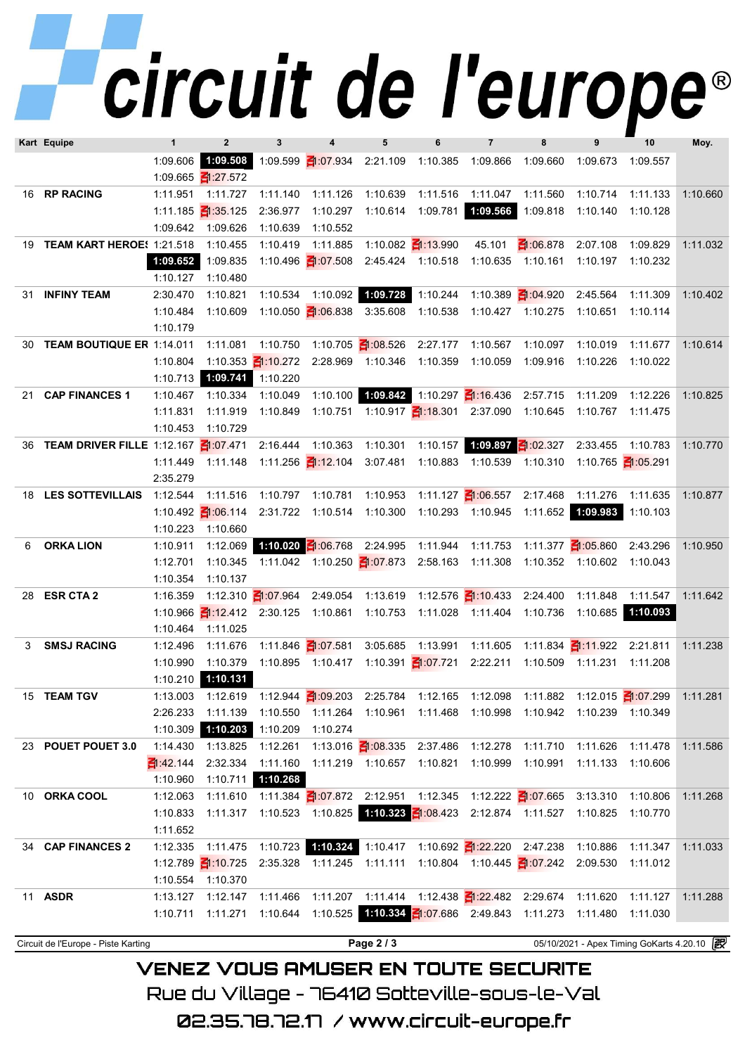# circuit de l'europe®

| Kart | Equipe | 1 | 2 | 3 | 4 | 5 | 6 | 7 | 8 | 9 | 10 | Moy. |
|---|---|---|---|---|---|---|---|---|---|---|---|---|
| | | 1:09.606 | **1:09.508** | 1:09.599 | 1:07.934 | 2:21.109 | 1:10.385 | 1:09.866 | 1:09.660 | 1:09.673 | 1:09.557 | |
| | | 1:09.665 | 1:27.572 | | | | | | | | | |
| 16 | RP RACING | 1:11.951 | 1:11.727 | 1:11.140 | 1:11.126 | 1:10.639 | 1:11.516 | 1:11.047 | 1:11.560 | 1:10.714 | 1:11.133 | 1:10.660 |
| | | 1:11.185 | 1:35.125 | 2:36.977 | 1:10.297 | 1:10.614 | 1:09.781 | **1:09.566** | 1:09.818 | 1:10.140 | 1:10.128 | |
| | | 1:09.642 | 1:09.626 | 1:10.639 | 1:10.552 | | | | | | | |
| 19 | TEAM KART HEROES | 1:21.518 | 1:10.455 | 1:10.419 | 1:11.885 | 1:10.082 | 1:13.990 | 45.101 | 1:06.878 | 2:07.108 | 1:09.829 | 1:11.032 |
| | | **1:09.652** | 1:09.835 | 1:10.496 | 1:07.508 | 2:45.424 | 1:10.518 | 1:10.635 | 1:10.161 | 1:10.197 | 1:10.232 | |
| | | 1:10.127 | 1:10.480 | | | | | | | | | |
| 31 | INFINY TEAM | 2:30.470 | 1:10.821 | 1:10.534 | 1:10.092 | **1:09.728** | 1:10.244 | 1:10.389 | 1:04.920 | 2:45.564 | 1:11.309 | 1:10.402 |
| | | 1:10.484 | 1:10.609 | 1:10.050 | 1:06.838 | 3:35.608 | 1:10.538 | 1:10.427 | 1:10.275 | 1:10.651 | 1:10.114 | |
| | | 1:10.179 | | | | | | | | | | |
| 30 | TEAM BOUTIQUE ER | 1:14.011 | 1:11.081 | 1:10.750 | 1:10.705 | 1:08.526 | 2:27.177 | 1:10.567 | 1:10.097 | 1:10.019 | 1:11.677 | 1:10.614 |
| | | 1:10.804 | 1:10.353 | 1:10.272 | 2:28.969 | 1:10.346 | 1:10.359 | 1:10.059 | 1:09.916 | 1:10.226 | 1:10.022 | |
| | | 1:10.713 | **1:09.741** | 1:10.220 | | | | | | | | |
| 21 | CAP FINANCES 1 | 1:10.467 | 1:10.334 | 1:10.049 | 1:10.100 | **1:09.842** | 1:10.297 | 1:16.436 | 2:57.715 | 1:11.209 | 1:12.226 | 1:10.825 |
| | | 1:11.831 | 1:11.919 | 1:10.849 | 1:10.751 | 1:10.917 | 1:18.301 | 2:37.090 | 1:10.645 | 1:10.767 | 1:11.475 | |
| | | 1:10.453 | 1:10.729 | | | | | | | | | |
| 36 | TEAM DRIVER FILLE | 1:12.167 | 1:07.471 | 2:16.444 | 1:10.363 | 1:10.301 | 1:10.157 | **1:09.897** | 1:02.327 | 2:33.455 | 1:10.783 | 1:10.770 |
| | | 1:11.449 | 1:11.148 | 1:11.256 | 1:12.104 | 3:07.481 | 1:10.883 | 1:10.539 | 1:10.310 | 1:10.765 | 1:05.291 | |
| | | 2:35.279 | | | | | | | | | | |
| 18 | LES SOTTEVILLAIS | 1:12.544 | 1:11.516 | 1:10.797 | 1:10.781 | 1:10.953 | 1:11.127 | 1:06.557 | 2:17.468 | 1:11.276 | 1:11.635 | 1:10.877 |
| | | 1:10.492 | 1:06.114 | 2:31.722 | 1:10.514 | 1:10.300 | 1:10.293 | 1:10.945 | 1:11.652 | **1:09.983** | 1:10.103 | |
| | | 1:10.223 | 1:10.660 | | | | | | | | | |
| 6 | ORKA LION | 1:10.911 | 1:12.069 | **1:10.020** | 1:06.768 | 2:24.995 | 1:11.944 | 1:11.753 | 1:11.377 | 1:05.860 | 2:43.296 | 1:10.950 |
| | | 1:12.701 | 1:10.345 | 1:11.042 | 1:10.250 | 1:07.873 | 2:58.163 | 1:11.308 | 1:10.352 | 1:10.602 | 1:10.043 | |
| | | 1:10.354 | 1:10.137 | | | | | | | | | |
| 28 | ESR CTA 2 | 1:16.359 | 1:12.310 | 1:07.964 | 2:49.054 | 1:13.619 | 1:12.576 | 1:10.433 | 2:24.400 | 1:11.848 | 1:11.547 | 1:11.642 |
| | | 1:10.966 | 1:12.412 | 2:30.125 | 1:10.861 | 1:10.753 | 1:11.028 | 1:11.404 | 1:10.736 | 1:10.685 | **1:10.093** | |
| | | 1:10.464 | 1:11.025 | | | | | | | | | |
| 3 | SMSJ RACING | 1:12.496 | 1:11.676 | 1:11.846 | 1:07.581 | 3:05.685 | 1:13.991 | 1:11.605 | 1:11.834 | 1:11.922 | 2:21.811 | 1:11.238 |
| | | 1:10.990 | 1:10.379 | 1:10.895 | 1:10.417 | 1:10.391 | 1:07.721 | 2:22.211 | 1:10.509 | 1:11.231 | 1:11.208 | |
| | | 1:10.210 | **1:10.131** | | | | | | | | | |
| 15 | TEAM TGV | 1:13.003 | 1:12.619 | 1:12.944 | 1:09.203 | 2:25.784 | 1:12.165 | 1:12.098 | 1:11.882 | 1:12.015 | 1:07.299 | 1:11.281 |
| | | 2:26.233 | 1:11.139 | 1:10.550 | 1:11.264 | 1:10.961 | 1:11.468 | 1:10.998 | 1:10.942 | 1:10.239 | 1:10.349 | |
| | | 1:10.309 | **1:10.203** | 1:10.209 | 1:10.274 | | | | | | | |
| 23 | POUET POUET 3.0 | 1:14.430 | 1:13.825 | 1:12.261 | 1:13.016 | 1:08.335 | 2:37.486 | 1:12.278 | 1:11.710 | 1:11.626 | 1:11.478 | 1:11.586 |
| | | 1:42.144 | 2:32.334 | 1:11.160 | 1:11.219 | 1:10.657 | 1:10.821 | 1:10.999 | 1:10.991 | 1:11.133 | 1:10.606 | |
| | | 1:10.960 | 1:10.711 | **1:10.268** | | | | | | | | |
| 10 | ORKA COOL | 1:12.063 | 1:11.610 | 1:11.384 | 1:07.872 | 2:12.951 | 1:12.345 | 1:12.222 | 1:07.665 | 3:13.310 | 1:10.806 | 1:11.268 |
| | | 1:10.833 | 1:11.317 | 1:10.523 | 1:10.825 | **1:10.323** | 1:08.423 | 2:12.874 | 1:11.527 | 1:10.825 | 1:10.770 | |
| | | 1:11.652 | | | | | | | | | | |
| 34 | CAP FINANCES 2 | 1:12.335 | 1:11.475 | 1:10.723 | **1:10.324** | 1:10.417 | 1:10.692 | 1:22.220 | 2:47.238 | 1:10.886 | 1:11.347 | 1:11.033 |
| | | 1:12.789 | 1:10.725 | 2:35.328 | 1:11.245 | 1:11.111 | 1:10.804 | 1:10.445 | 1:07.242 | 2:09.530 | 1:11.012 | |
| | | 1:10.554 | 1:10.370 | | | | | | | | | |
| 11 | ASDR | 1:13.127 | 1:12.147 | 1:11.466 | 1:11.207 | 1:11.414 | 1:12.438 | 1:22.482 | 2:29.674 | 1:11.620 | 1:11.127 | 1:11.288 |
| | | 1:10.711 | 1:11.271 | 1:10.644 | 1:10.525 | **1:10.334** | 1:07.686 | 2:49.843 | 1:11.273 | 1:11.480 | 1:11.030 | |

Circuit de l'Europe - Piste Karting — 05/10/2021 - Apex Timing GoKarts 4.20.10

VENEZ VOUS AMUSER EN TOUTE SECURITE

Rue du Village - 76410 Sotteville-sous-le-Val

02.35.78.72.17 / www.circuit-europe.fr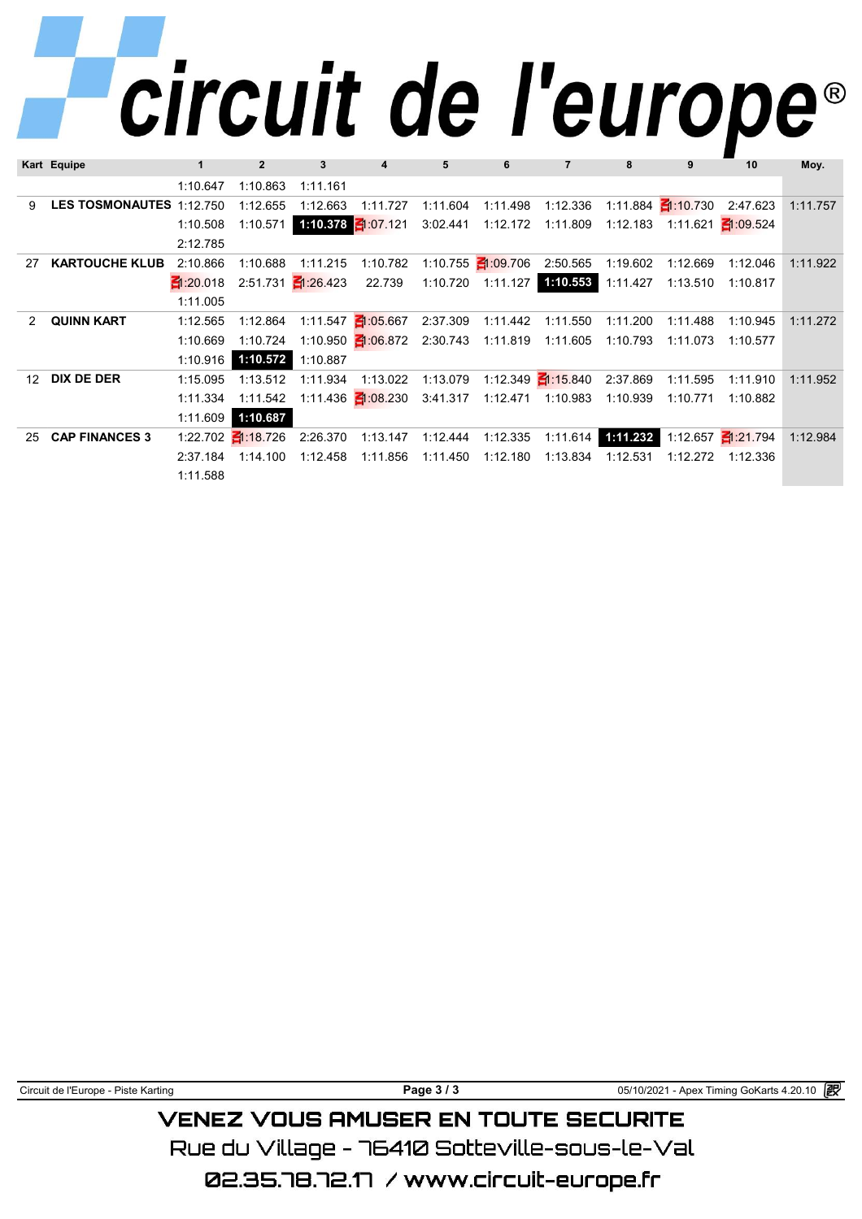# circuit de l'europe®

| Kart | Equipe | 1 | 2 | 3 | 4 | 5 | 6 | 7 | 8 | 9 | 10 | Moy. |
|---|---|---|---|---|---|---|---|---|---|---|---|---|
| | | 1:10.647 | 1:10.863 | 1:11.161 | | | | | | | | |
| 9 | **LES TOSMONAUTES** | 1:12.750 | 1:12.655 | 1:12.663 | 1:11.727 | 1:11.604 | 1:11.498 | 1:12.336 | 1:11.884 | 1:10.730 | 2:47.623 | 1:11.757 |
| | | 1:10.508 | 1:10.571 | **1:10.378** | 1:07.121 | 3:02.441 | 1:12.172 | 1:11.809 | 1:12.183 | 1:11.621 | 1:09.524 | |
| | | 2:12.785 | | | | | | | | | | |
| 27 | **KARTOUCHE KLUB** | 2:10.866 | 1:10.688 | 1:11.215 | 1:10.782 | 1:10.755 | 1:09.706 | 2:50.565 | 1:19.602 | 1:12.669 | 1:12.046 | 1:11.922 |
| | | 1:20.018 | 2:51.731 | 1:26.423 | 22.739 | 1:10.720 | 1:11.127 | **1:10.553** | 1:11.427 | 1:13.510 | 1:10.817 | |
| | | 1:11.005 | | | | | | | | | | |
| 2 | **QUINN KART** | 1:12.565 | 1:12.864 | 1:11.547 | 1:05.667 | 2:37.309 | 1:11.442 | 1:11.550 | 1:11.200 | 1:11.488 | 1:10.945 | 1:11.272 |
| | | 1:10.669 | 1:10.724 | 1:10.950 | 1:06.872 | 2:30.743 | 1:11.819 | 1:11.605 | 1:10.793 | 1:11.073 | 1:10.577 | |
| | | 1:10.916 | **1:10.572** | 1:10.887 | | | | | | | | |
| 12 | **DIX DE DER** | 1:15.095 | 1:13.512 | 1:11.934 | 1:13.022 | 1:13.079 | 1:12.349 | 1:15.840 | 2:37.869 | 1:11.595 | 1:11.910 | 1:11.952 |
| | | 1:11.334 | 1:11.542 | 1:11.436 | 1:08.230 | 3:41.317 | 1:12.471 | 1:10.983 | 1:10.939 | 1:10.771 | 1:10.882 | |
| | | 1:11.609 | **1:10.687** | | | | | | | | | |
| 25 | **CAP FINANCES 3** | 1:22.702 | 1:18.726 | 2:26.370 | 1:13.147 | 1:12.444 | 1:12.335 | 1:11.614 | **1:11.232** | 1:12.657 | 1:21.794 | 1:12.984 |
| | | 2:37.184 | 1:14.100 | 1:12.458 | 1:11.856 | 1:11.450 | 1:12.180 | 1:13.834 | 1:12.531 | 1:12.272 | 1:12.336 | |
| | | 1:11.588 | | | | | | | | | | |

Circuit de l'Europe - Piste Karting

05/10/2021 - Apex Timing GoKarts 4.20.10

VENEZ VOUS AMUSER EN TOUTE SECURITE

Rue du Village - 76410 Sotteville-sous-le-Val

02.35.78.72.17 / www.circuit-europe.fr